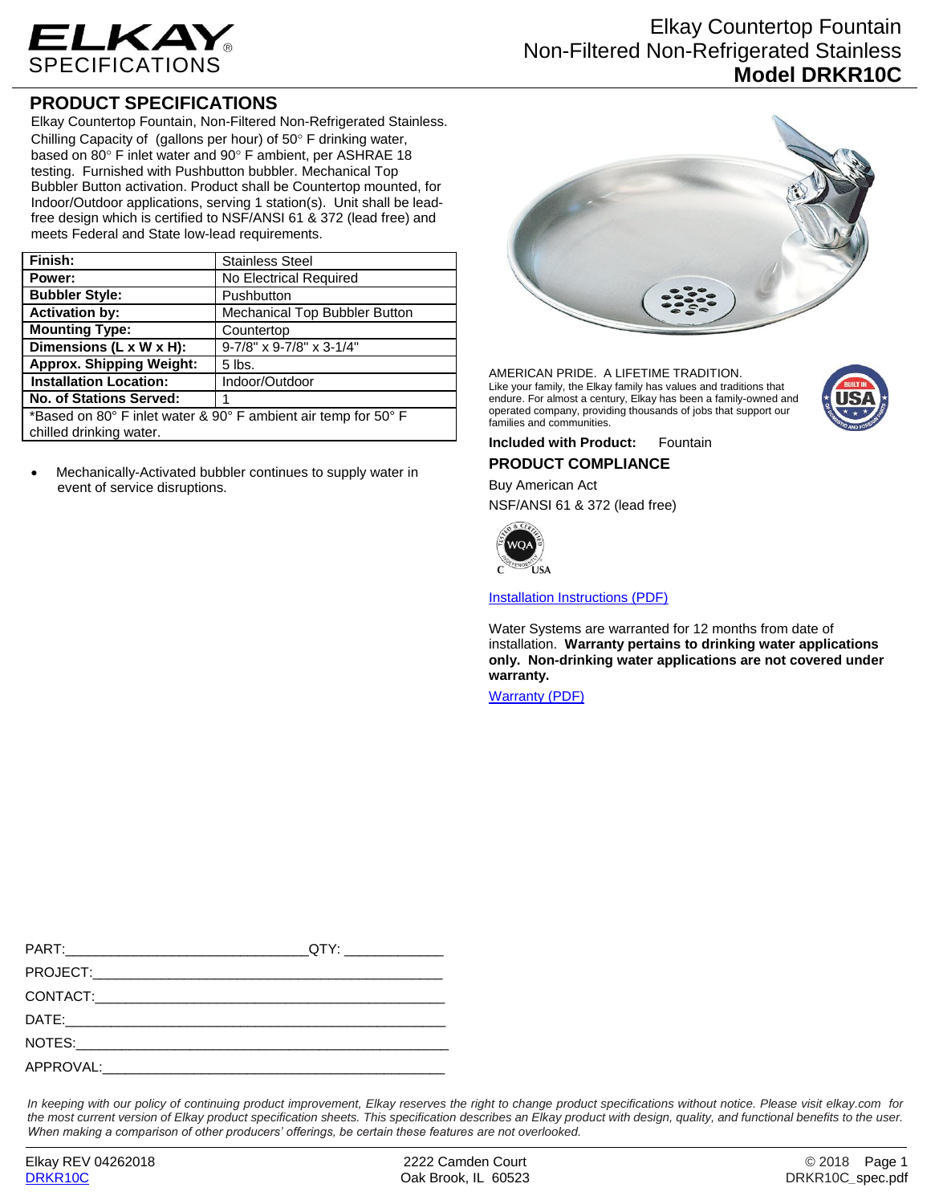ELKAY SPECIFICATIONS

# Elkay Countertop Fountain Non-Filtered Non-Refrigerated Stainless **Model DRKR10C**

## PRODUCT SPECIFICATIONS

Elkay Countertop Fountain, Non-Filtered Non-Refrigerated Stainless. Chilling Capacity of (gallons per hour) of 50° F drinking water, based on 80° F inlet water and 90° F ambient, per ASHRAE 18 testing. Furnished with Pushbutton bubbler. Mechanical Top Bubbler Button activation. Product shall be Countertop mounted, for Indoor/Outdoor applications, serving 1 station(s). Unit shall be lead-free design which is certified to NSF/ANSI 61 & 372 (lead free) and meets Federal and State low-lead requirements.

| **Finish:** | Stainless Steel |
|---|---|
| **Power:** | No Electrical Required |
| **Bubbler Style:** | Pushbutton |
| **Activation by:** | Mechanical Top Bubbler Button |
| **Mounting Type:** | Countertop |
| **Dimensions (L x W x H):** | 9-7/8" x 9-7/8" x 3-1/4" |
| **Approx. Shipping Weight:** | 5 lbs. |
| **Installation Location:** | Indoor/Outdoor |
| **No. of Stations Served:** | 1 |
| *Based on 80° F inlet water & 90° F ambient air temp for 50° F chilled drinking water. | |

- Mechanically-Activated bubbler continues to supply water in event of service disruptions.

AMERICAN PRIDE. A LIFETIME TRADITION.
Like your family, the Elkay family has values and traditions that endure. For almost a century, Elkay has been a family-owned and operated company, providing thousands of jobs that support our families and communities.

**Included with Product:** Fountain

## PRODUCT COMPLIANCE

Buy American Act

NSF/ANSI 61 & 372 (lead free)

Installation Instructions (PDF)

Water Systems are warranted for 12 months from date of installation. **Warranty pertains to drinking water applications only. Non-drinking water applications are not covered under warranty.**

Warranty (PDF)

PART:_______________________________QTY: ____________

PROJECT:_____________________________________________

CONTACT:_____________________________________________

DATE:________________________________________________

NOTES:_______________________________________________

APPROVAL:____________________________________________

*In keeping with our policy of continuing product improvement, Elkay reserves the right to change product specifications without notice. Please visit elkay.com for the most current version of Elkay product specification sheets. This specification describes an Elkay product with design, quality, and functional benefits to the user. When making a comparison of other producers' offerings, be certain these features are not overlooked.*

Elkay REV 04262018
DRKR10C

2222 Camden Court
Oak Brook, IL 60523

© 2018
DRKR10C_spec.pdf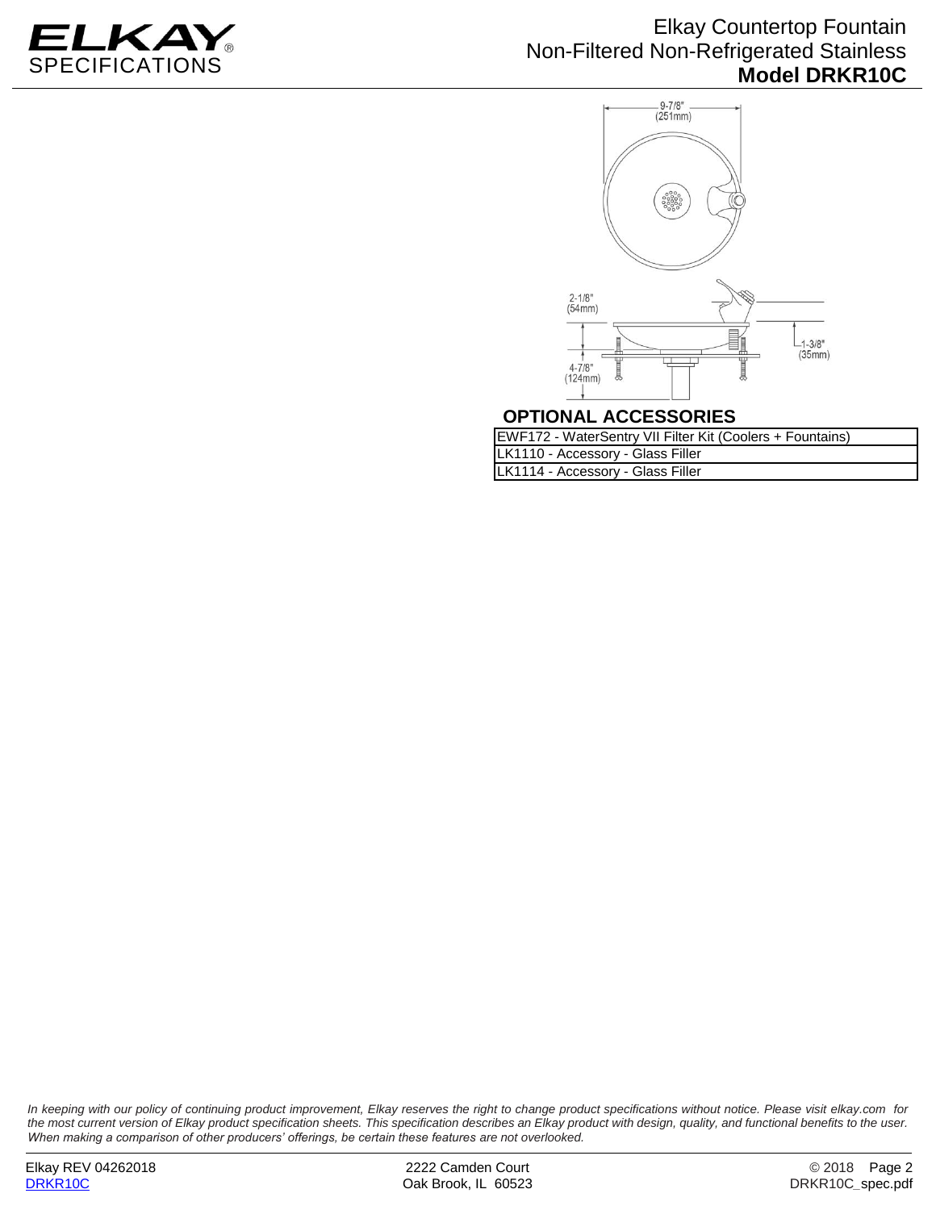9-7/8"
(251mm)

2-1/8"
(54mm)

4-7/8"
(124mm)

1-3/8"
(35mm)

## OPTIONAL ACCESSORIES

| EWF172 - WaterSentry VII Filter Kit (Coolers + Fountains) |
| --- |
| LK1110 - Accessory - Glass Filler |
| LK1114 - Accessory - Glass Filler |

*In keeping with our policy of continuing product improvement, Elkay reserves the right to change product specifications without notice. Please visit elkay.com for the most current version of Elkay product specification sheets. This specification describes an Elkay product with design, quality, and functional benefits to the user. When making a comparison of other producers' offerings, be certain these features are not overlooked.*

Elkay REV 04262018
DRKR10C

2222 Camden Court
Oak Brook, IL 60523

© 2018
DRKR10C_spec.pdf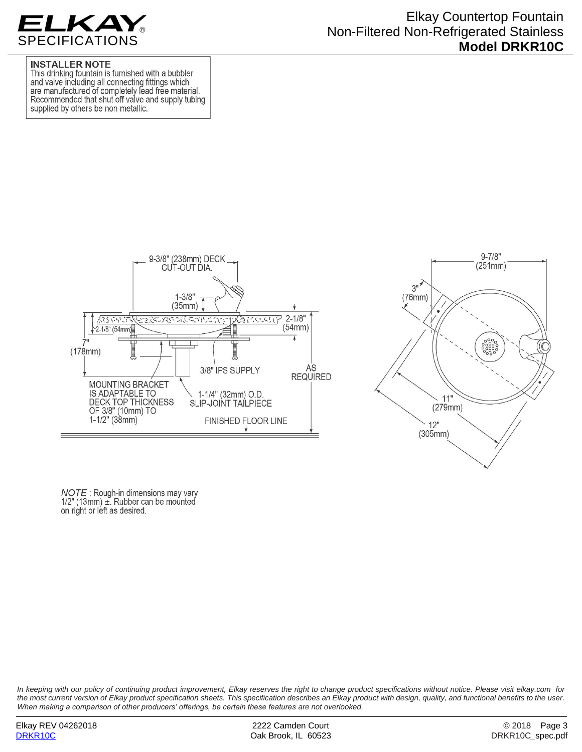**INSTALLER NOTE**
This drinking fountain is furnished with a bubbler and valve including all connecting fittings which are manufactured of completely lead free material. Recommended that shut off valve and supply tubing supplied by others be non-metallic.

9-3/8" (238mm) DECK CUT-OUT DIA.

1-3/8" (35mm)

2-1/8" (54mm)

2-1/8" (54mm)

7" (178mm)

3/8" IPS SUPPLY

AS REQUIRED

MOUNTING BRACKET IS ADAPTABLE TO DECK TOP THICKNESS OF 3/8" (10mm) TO 1-1/2" (38mm)

1-1/4" (32mm) O.D. SLIP-JOINT TAILPIECE

FINISHED FLOOR LINE

9-7/8" (251mm)

3" (76mm)

11" (279mm)

12" (305mm)

*NOTE* : Rough-in dimensions may vary 1/2" (13mm) ±. Rubber can be mounted on right or left as desired.

*In keeping with our policy of continuing product improvement, Elkay reserves the right to change product specifications without notice. Please visit elkay.com for the most current version of Elkay product specification sheets. This specification describes an Elkay product with design, quality, and functional benefits to the user. When making a comparison of other producers' offerings, be certain these features are not overlooked.*